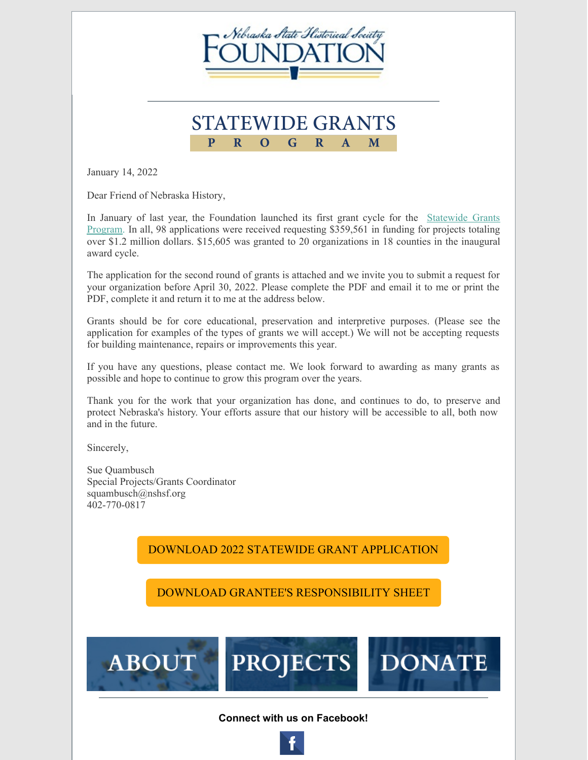# Nebraska State Historical Society FOUNDATION

## STATEWIDE GRANTS PROGRAM

January 14, 2022

Dear Friend of Nebraska History,

In January of last year, the Foundation launched its first grant cycle for the [Statewide Grants Program.](#) In all, 98 applications were received requesting $359,561 in funding for projects totaling over $1.2 million dollars. $15,605 was granted to 20 organizations in 18 counties in the inaugural award cycle.

The application for the second round of grants is attached and we invite you to submit a request for your organization before April 30, 2022. Please complete the PDF and email it to me or print the PDF, complete it and return it to me at the address below.

Grants should be for core educational, preservation and interpretive purposes. (Please see the application for examples of the types of grants we will accept.) We will not be accepting requests for building maintenance, repairs or improvements this year.

If you have any questions, please contact me. We look forward to awarding as many grants as possible and hope to continue to grow this program over the years.

Thank you for the work that your organization has done, and continues to do, to preserve and protect Nebraska's history. Your efforts assure that our history will be accessible to all, both now and in the future.

Sincerely,

Sue Quambusch
Special Projects/Grants Coordinator
squambusch@nshsf.org
402-770-0817

DOWNLOAD 2022 STATEWIDE GRANT APPLICATION

DOWNLOAD GRANTEE'S RESPONSIBILITY SHEET

ABOUT | PROJECTS | DONATE

**Connect with us on Facebook!**